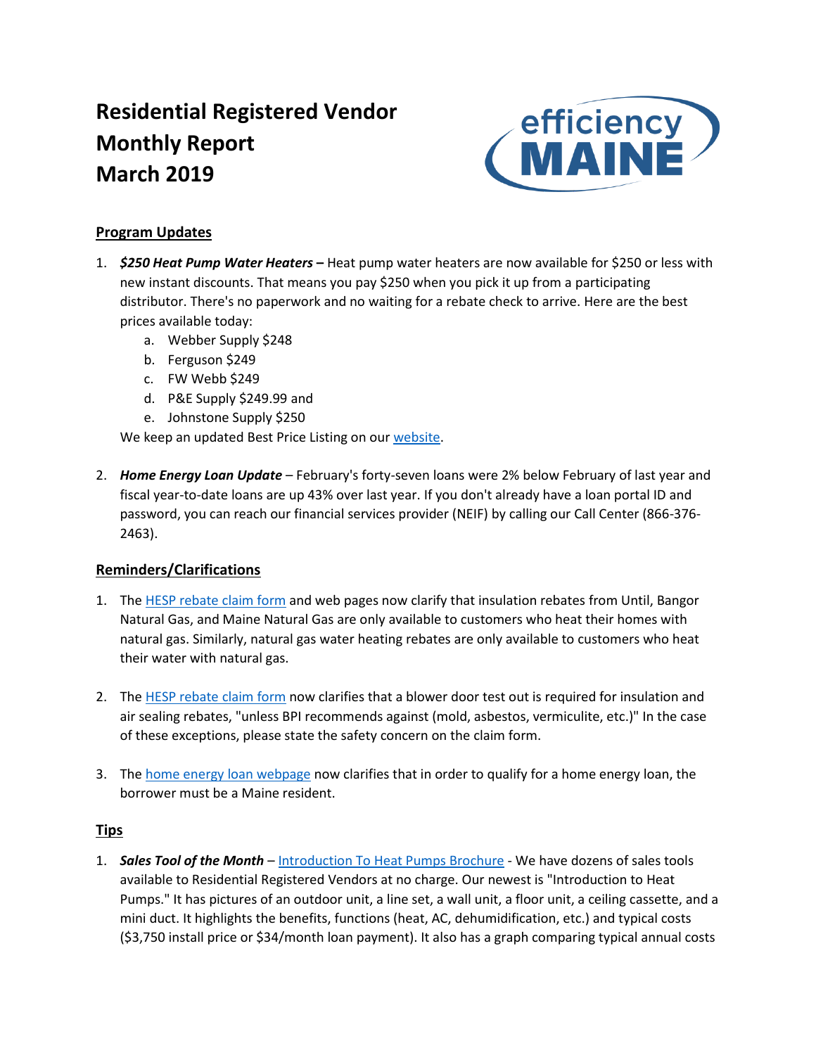# Residential Registered Vendor Monthly Report March 2019

efficiency MAINE

## Program Updates

1. ***$250 Heat Pump Water Heaters –*** Heat pump water heaters are now available for $250 or less with new instant discounts. That means you pay $250 when you pick it up from a participating distributor. There's no paperwork and no waiting for a rebate check to arrive. Here are the best prices available today:
   a. Webber Supply $248
   b. Ferguson $249
   c. FW Webb $249
   d. P&E Supply $249.99 and
   e. Johnstone Supply $250

   We keep an updated Best Price Listing on our website.

2. ***Home Energy Loan Update*** – February's forty-seven loans were 2% below February of last year and fiscal year-to-date loans are up 43% over last year. If you don't already have a loan portal ID and password, you can reach our financial services provider (NEIF) by calling our Call Center (866-376-2463).

## Reminders/Clarifications

1. The HESP rebate claim form and web pages now clarify that insulation rebates from Until, Bangor Natural Gas, and Maine Natural Gas are only available to customers who heat their homes with natural gas. Similarly, natural gas water heating rebates are only available to customers who heat their water with natural gas.

2. The HESP rebate claim form now clarifies that a blower door test out is required for insulation and air sealing rebates, "unless BPI recommends against (mold, asbestos, vermiculite, etc.)" In the case of these exceptions, please state the safety concern on the claim form.

3. The home energy loan webpage now clarifies that in order to qualify for a home energy loan, the borrower must be a Maine resident.

## Tips

1. ***Sales Tool of the Month*** – Introduction To Heat Pumps Brochure - We have dozens of sales tools available to Residential Registered Vendors at no charge. Our newest is "Introduction to Heat Pumps." It has pictures of an outdoor unit, a line set, a wall unit, a floor unit, a ceiling cassette, and a mini duct. It highlights the benefits, functions (heat, AC, dehumidification, etc.) and typical costs ($3,750 install price or $34/month loan payment). It also has a graph comparing typical annual costs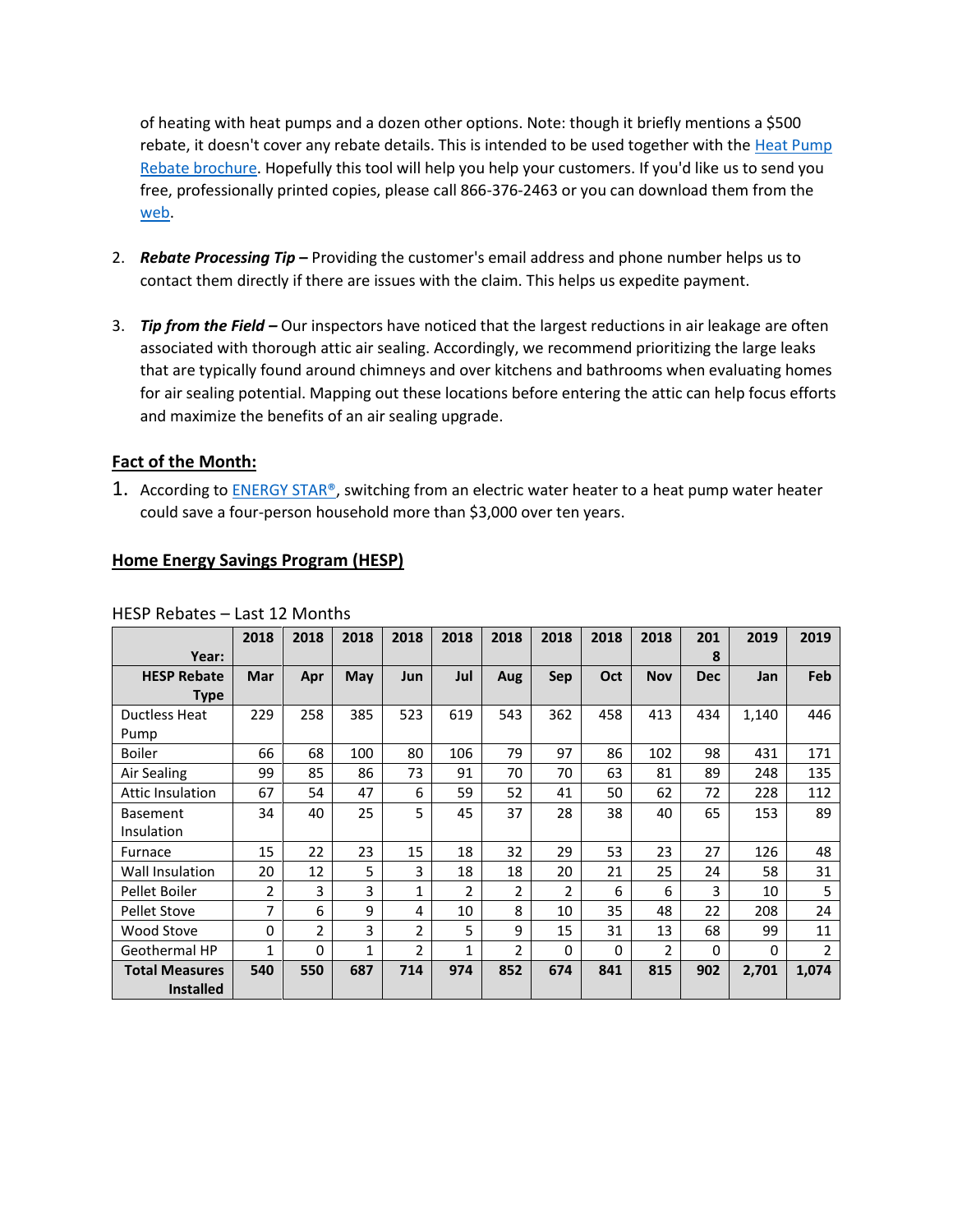of heating with heat pumps and a dozen other options. Note: though it briefly mentions a $500 rebate, it doesn't cover any rebate details. This is intended to be used together with the [Heat Pump Rebate brochure](). Hopefully this tool will help you help your customers. If you'd like us to send you free, professionally printed copies, please call 866-376-2463 or you can download them from the [web]().

2. ***Rebate Processing Tip –*** Providing the customer's email address and phone number helps us to contact them directly if there are issues with the claim. This helps us expedite payment.

3. ***Tip from the Field –*** Our inspectors have noticed that the largest reductions in air leakage are often associated with thorough attic air sealing. Accordingly, we recommend prioritizing the large leaks that are typically found around chimneys and over kitchens and bathrooms when evaluating homes for air sealing potential. Mapping out these locations before entering the attic can help focus efforts and maximize the benefits of an air sealing upgrade.

## Fact of the Month:

1. According to [ENERGY STAR®](), switching from an electric water heater to a heat pump water heater could save a four-person household more than $3,000 over ten years.

## Home Energy Savings Program (HESP)

HESP Rebates – Last 12 Months

| Year: | 2018 | 2018 | 2018 | 2018 | 2018 | 2018 | 2018 | 2018 | 2018 | 2018 | 2019 | 2019 |
|---|---|---|---|---|---|---|---|---|---|---|---|---|
| **HESP Rebate Type** | **Mar** | **Apr** | **May** | **Jun** | **Jul** | **Aug** | **Sep** | **Oct** | **Nov** | **Dec** | **Jan** | **Feb** |
| Ductless Heat Pump | 229 | 258 | 385 | 523 | 619 | 543 | 362 | 458 | 413 | 434 | 1,140 | 446 |
| Boiler | 66 | 68 | 100 | 80 | 106 | 79 | 97 | 86 | 102 | 98 | 431 | 171 |
| Air Sealing | 99 | 85 | 86 | 73 | 91 | 70 | 70 | 63 | 81 | 89 | 248 | 135 |
| Attic Insulation | 67 | 54 | 47 | 6 | 59 | 52 | 41 | 50 | 62 | 72 | 228 | 112 |
| Basement Insulation | 34 | 40 | 25 | 5 | 45 | 37 | 28 | 38 | 40 | 65 | 153 | 89 |
| Furnace | 15 | 22 | 23 | 15 | 18 | 32 | 29 | 53 | 23 | 27 | 126 | 48 |
| Wall Insulation | 20 | 12 | 5 | 3 | 18 | 18 | 20 | 21 | 25 | 24 | 58 | 31 |
| Pellet Boiler | 2 | 3 | 3 | 1 | 2 | 2 | 2 | 6 | 6 | 3 | 10 | 5 |
| Pellet Stove | 7 | 6 | 9 | 4 | 10 | 8 | 10 | 35 | 48 | 22 | 208 | 24 |
| Wood Stove | 0 | 2 | 3 | 2 | 5 | 9 | 15 | 31 | 13 | 68 | 99 | 11 |
| Geothermal HP | 1 | 0 | 1 | 2 | 1 | 2 | 0 | 0 | 2 | 0 | 0 | 2 |
| **Total Measures Installed** | **540** | **550** | **687** | **714** | **974** | **852** | **674** | **841** | **815** | **902** | **2,701** | **1,074** |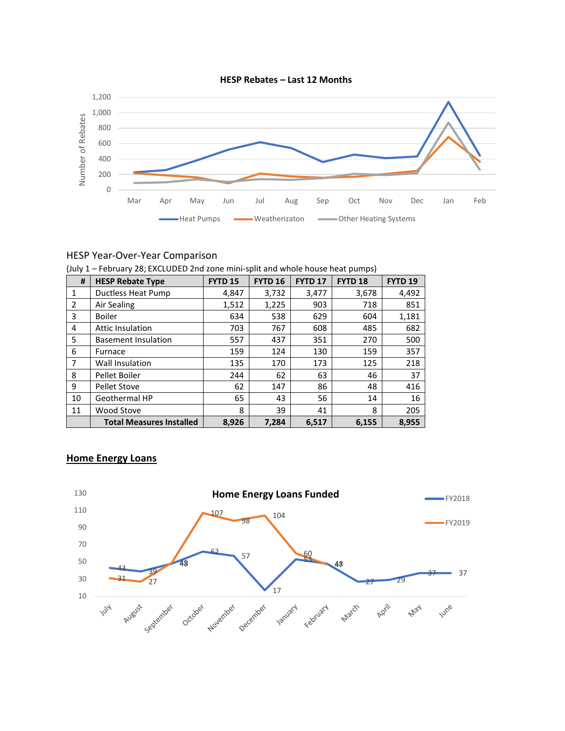HESP Rebates – Last 12 Months

1,200
1,000
800
600
400
200
0

Number of Rebates

Mar Apr May Jun Jul Aug Sep Oct Nov Dec Jan Feb

Heat Pumps   Weatherizaton   Other Heating Systems

HESP Year-Over-Year Comparison

(July 1 – February 28; EXCLUDED 2nd zone mini-split and whole house heat pumps)

| # | HESP Rebate Type | FYTD 15 | FYTD 16 | FYTD 17 | FYTD 18 | FYTD 19 |
|---|---|---|---|---|---|---|
| 1 | Ductless Heat Pump | 4,847 | 3,732 | 3,477 | 3,678 | 4,492 |
| 2 | Air Sealing | 1,512 | 1,225 | 903 | 718 | 851 |
| 3 | Boiler | 634 | 538 | 629 | 604 | 1,181 |
| 4 | Attic Insulation | 703 | 767 | 608 | 485 | 682 |
| 5 | Basement Insulation | 557 | 437 | 351 | 270 | 500 |
| 6 | Furnace | 159 | 124 | 130 | 159 | 357 |
| 7 | Wall Insulation | 135 | 170 | 173 | 125 | 218 |
| 8 | Pellet Boiler | 244 | 62 | 63 | 46 | 37 |
| 9 | Pellet Stove | 62 | 147 | 86 | 48 | 416 |
| 10 | Geothermal HP | 65 | 43 | 56 | 14 | 16 |
| 11 | Wood Stove | 8 | 39 | 41 | 8 | 205 |
| | **Total Measures Installed** | **8,926** | **7,284** | **6,517** | **6,155** | **8,955** |

## Home Energy Loans

Home Energy Loans Funded

130
110
90
70
50
30
10

FY2018
FY2019

43 31 39 27 48 48 62 107 57 98 17 104 53 60 47 48 27 29 37 37

July August September October November December January February March April May June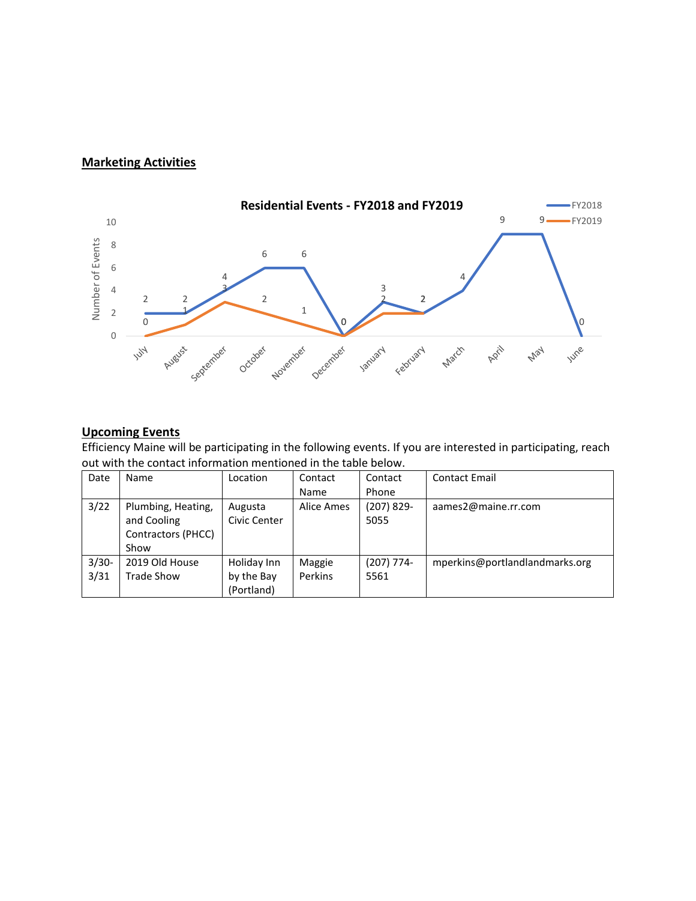## Marketing Activities

Residential Events - FY2018 and FY2019

FY2018
FY2019

Number of Events

10
8
6
4
2
0

2 2 4 6 6 0 3 2 4 9 9 0

0 1 3 2 1 0 2 2

July
August
September
October
November
December
January
February
March
April
May
June

## Upcoming Events

Efficiency Maine will be participating in the following events. If you are interested in participating, reach out with the contact information mentioned in the table below.

| Date | Name | Location | Contact Name | Contact Phone | Contact Email |
|---|---|---|---|---|---|
| 3/22 | Plumbing, Heating, and Cooling Contractors (PHCC) Show | Augusta Civic Center | Alice Ames | (207) 829-5055 | aames2@maine.rr.com |
| 3/30-3/31 | 2019 Old House Trade Show | Holiday Inn by the Bay (Portland) | Maggie Perkins | (207) 774-5561 | mperkins@portlandlandmarks.org |